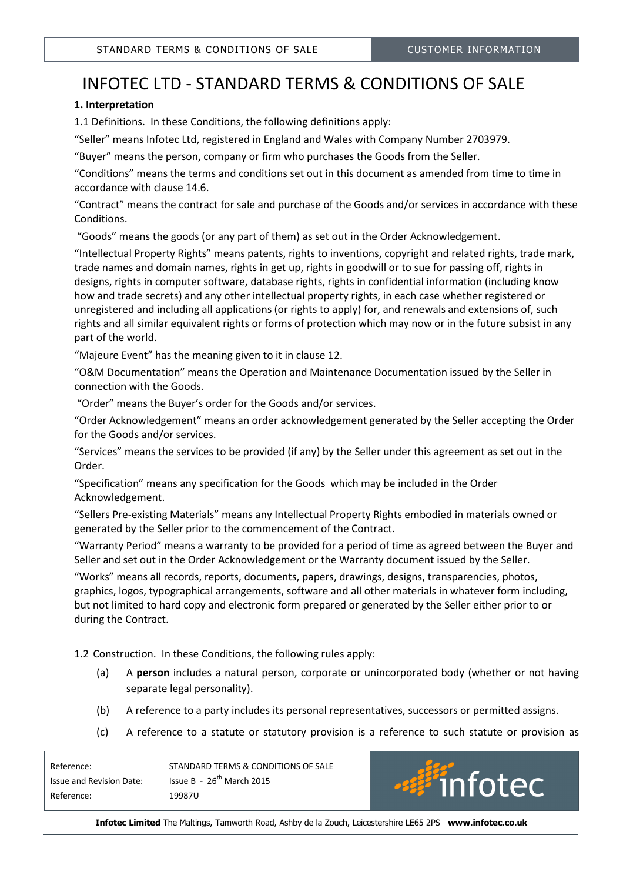# INFOTEC LTD - STANDARD TERMS & CONDITIONS OF SALE

**1. Interpretation**

1.1 Definitions. In these Conditions, the following definitions apply:

"Seller" means Infotec Ltd, registered in England and Wales with Company Number 2703979.

"Buyer" means the person, company or firm who purchases the Goods from the Seller.

"Conditions" means the terms and conditions set out in this document as amended from time to time in accordance with clause 14.6.

"Contract" means the contract for sale and purchase of the Goods and/or services in accordance with these Conditions.

"Goods" means the goods (or any part of them) as set out in the Order Acknowledgement.

"Intellectual Property Rights" means patents, rights to inventions, copyright and related rights, trade mark, trade names and domain names, rights in get up, rights in goodwill or to sue for passing off, rights in designs, rights in computer software, database rights, rights in confidential information (including know how and trade secrets) and any other intellectual property rights, in each case whether registered or unregistered and including all applications (or rights to apply) for, and renewals and extensions of, such rights and all similar equivalent rights or forms of protection which may now or in the future subsist in any part of the world.

"Majeure Event" has the meaning given to it in clause 12.

"O&M Documentation" means the Operation and Maintenance Documentation issued by the Seller in connection with the Goods.

"Order" means the Buyer's order for the Goods and/or services.

"Order Acknowledgement" means an order acknowledgement generated by the Seller accepting the Order for the Goods and/or services.

"Services" means the services to be provided (if any) by the Seller under this agreement as set out in the Order.

"Specification" means any specification for the Goods which may be included in the Order Acknowledgement.

"Sellers Pre-existing Materials" means any Intellectual Property Rights embodied in materials owned or generated by the Seller prior to the commencement of the Contract.

"Warranty Period" means a warranty to be provided for a period of time as agreed between the Buyer and Seller and set out in the Order Acknowledgement or the Warranty document issued by the Seller.

"Works" means all records, reports, documents, papers, drawings, designs, transparencies, photos, graphics, logos, typographical arrangements, software and all other materials in whatever form including, but not limited to hard copy and electronic form prepared or generated by the Seller either prior to or during the Contract.

1.2 Construction. In these Conditions, the following rules apply:

(a) A **person** includes a natural person, corporate or unincorporated body (whether or not having separate legal personality).

(b) A reference to a party includes its personal representatives, successors or permitted assigns.

(c) A reference to a statute or statutory provision is a reference to such statute or provision as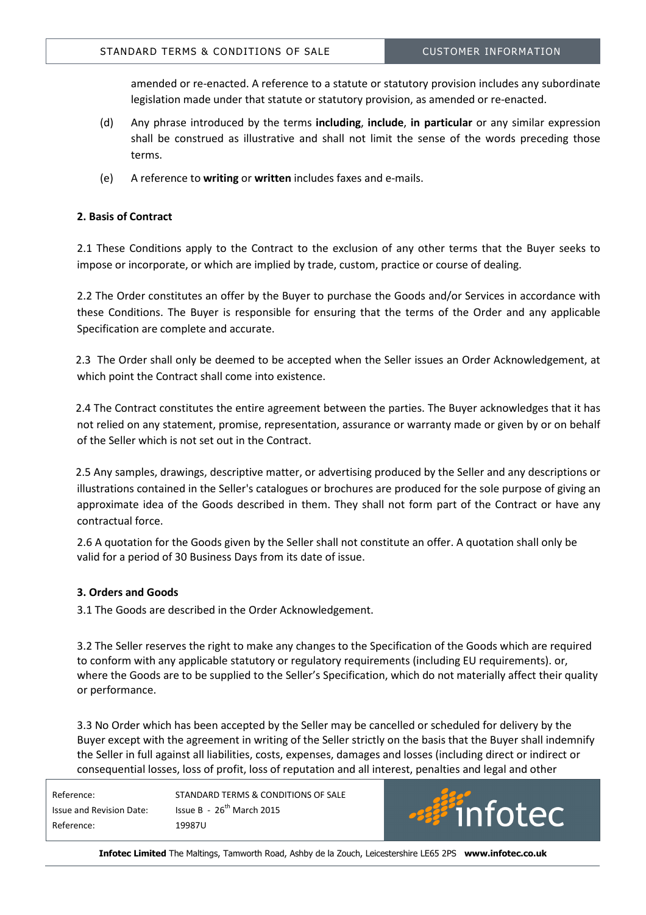amended or re-enacted. A reference to a statute or statutory provision includes any subordinate legislation made under that statute or statutory provision, as amended or re-enacted.

(d) Any phrase introduced by the terms **including**, **include**, **in particular** or any similar expression shall be construed as illustrative and shall not limit the sense of the words preceding those terms.

(e) A reference to **writing** or **written** includes faxes and e-mails.

**2. Basis of Contract**

2.1 These Conditions apply to the Contract to the exclusion of any other terms that the Buyer seeks to impose or incorporate, or which are implied by trade, custom, practice or course of dealing.

2.2 The Order constitutes an offer by the Buyer to purchase the Goods and/or Services in accordance with these Conditions. The Buyer is responsible for ensuring that the terms of the Order and any applicable Specification are complete and accurate.

2.3 The Order shall only be deemed to be accepted when the Seller issues an Order Acknowledgement, at which point the Contract shall come into existence.

2.4 The Contract constitutes the entire agreement between the parties. The Buyer acknowledges that it has not relied on any statement, promise, representation, assurance or warranty made or given by or on behalf of the Seller which is not set out in the Contract.

2.5 Any samples, drawings, descriptive matter, or advertising produced by the Seller and any descriptions or illustrations contained in the Seller's catalogues or brochures are produced for the sole purpose of giving an approximate idea of the Goods described in them. They shall not form part of the Contract or have any contractual force.

2.6 A quotation for the Goods given by the Seller shall not constitute an offer. A quotation shall only be valid for a period of 30 Business Days from its date of issue.

**3. Orders and Goods**

3.1 The Goods are described in the Order Acknowledgement.

3.2 The Seller reserves the right to make any changes to the Specification of the Goods which are required to conform with any applicable statutory or regulatory requirements (including EU requirements). or, where the Goods are to be supplied to the Seller's Specification, which do not materially affect their quality or performance.

3.3 No Order which has been accepted by the Seller may be cancelled or scheduled for delivery by the Buyer except with the agreement in writing of the Seller strictly on the basis that the Buyer shall indemnify the Seller in full against all liabilities, costs, expenses, damages and losses (including direct or indirect or consequential losses, loss of profit, loss of reputation and all interest, penalties and legal and other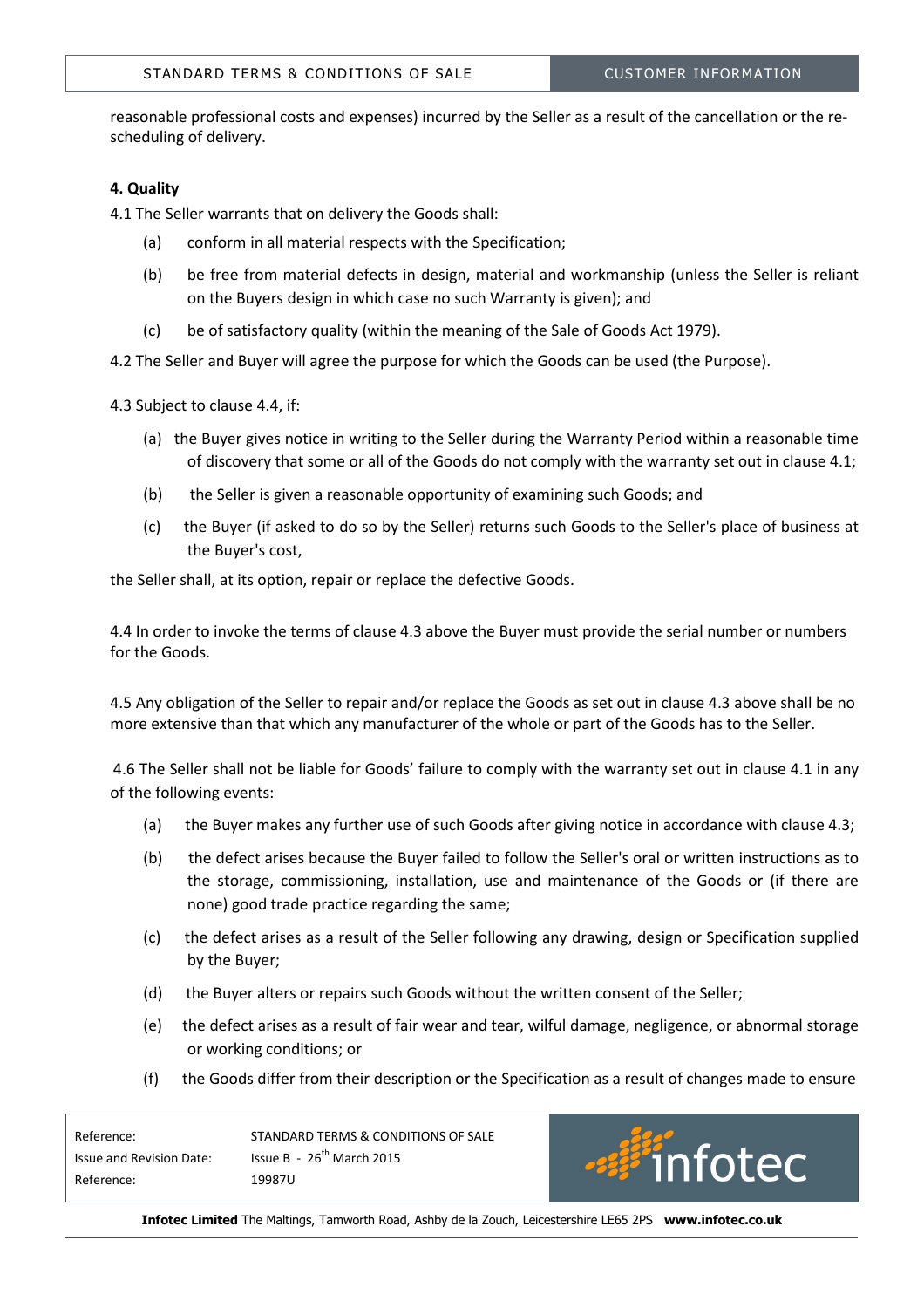reasonable professional costs and expenses) incurred by the Seller as a result of the cancellation or the re-scheduling of delivery.

**4. Quality**

4.1 The Seller warrants that on delivery the Goods shall:

(a) conform in all material respects with the Specification;

(b) be free from material defects in design, material and workmanship (unless the Seller is reliant on the Buyers design in which case no such Warranty is given); and

(c) be of satisfactory quality (within the meaning of the Sale of Goods Act 1979).

4.2 The Seller and Buyer will agree the purpose for which the Goods can be used (the Purpose).

4.3 Subject to clause 4.4, if:

(a) the Buyer gives notice in writing to the Seller during the Warranty Period within a reasonable time of discovery that some or all of the Goods do not comply with the warranty set out in clause 4.1;

(b) the Seller is given a reasonable opportunity of examining such Goods; and

(c) the Buyer (if asked to do so by the Seller) returns such Goods to the Seller's place of business at the Buyer's cost,

the Seller shall, at its option, repair or replace the defective Goods.

4.4 In order to invoke the terms of clause 4.3 above the Buyer must provide the serial number or numbers for the Goods.

4.5 Any obligation of the Seller to repair and/or replace the Goods as set out in clause 4.3 above shall be no more extensive than that which any manufacturer of the whole or part of the Goods has to the Seller.

4.6 The Seller shall not be liable for Goods' failure to comply with the warranty set out in clause 4.1 in any of the following events:

(a) the Buyer makes any further use of such Goods after giving notice in accordance with clause 4.3;

(b) the defect arises because the Buyer failed to follow the Seller's oral or written instructions as to the storage, commissioning, installation, use and maintenance of the Goods or (if there are none) good trade practice regarding the same;

(c) the defect arises as a result of the Seller following any drawing, design or Specification supplied by the Buyer;

(d) the Buyer alters or repairs such Goods without the written consent of the Seller;

(e) the defect arises as a result of fair wear and tear, wilful damage, negligence, or abnormal storage or working conditions; or

(f) the Goods differ from their description or the Specification as a result of changes made to ensure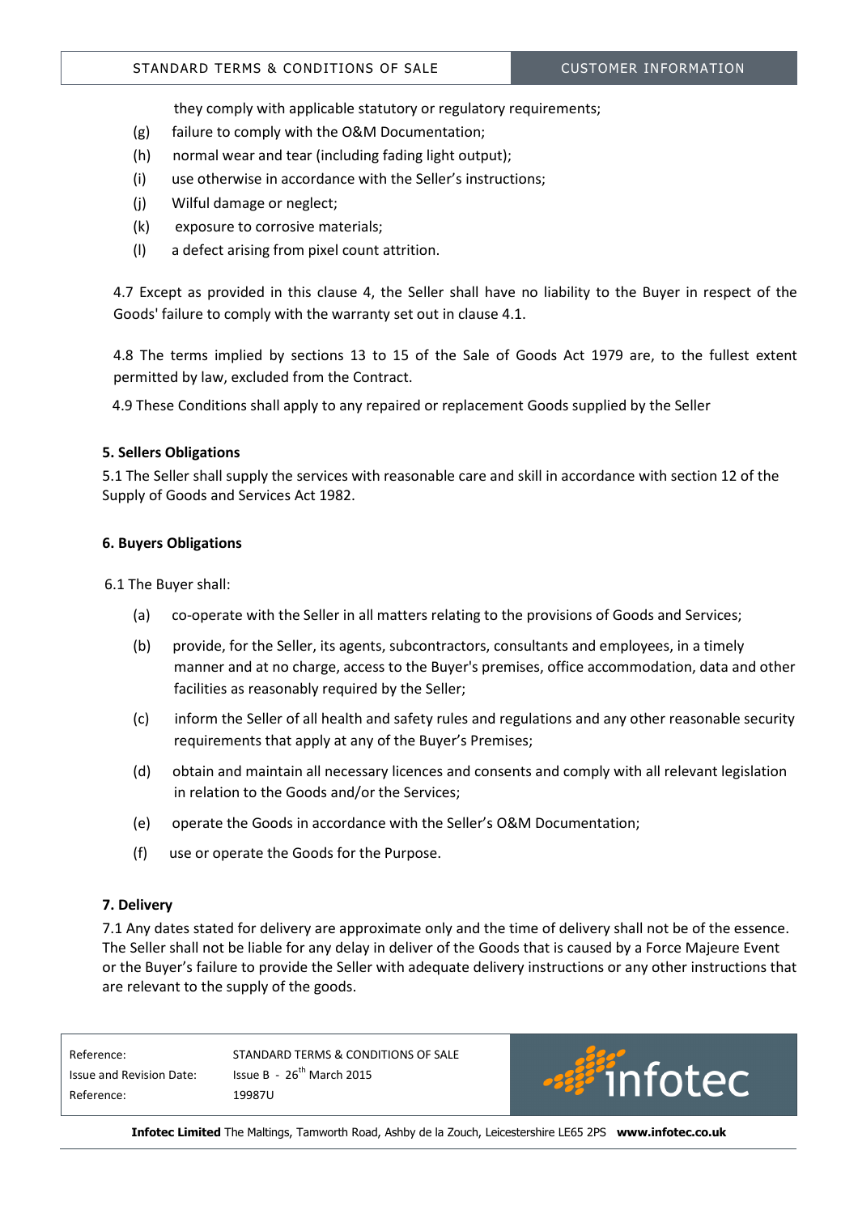they comply with applicable statutory or regulatory requirements;

(g) failure to comply with the O&M Documentation;

(h) normal wear and tear (including fading light output);

(i) use otherwise in accordance with the Seller's instructions;

(j) Wilful damage or neglect;

(k) exposure to corrosive materials;

(l) a defect arising from pixel count attrition.

4.7 Except as provided in this clause 4, the Seller shall have no liability to the Buyer in respect of the Goods' failure to comply with the warranty set out in clause 4.1.

4.8 The terms implied by sections 13 to 15 of the Sale of Goods Act 1979 are, to the fullest extent permitted by law, excluded from the Contract.

4.9 These Conditions shall apply to any repaired or replacement Goods supplied by the Seller

**5. Sellers Obligations**

5.1 The Seller shall supply the services with reasonable care and skill in accordance with section 12 of the Supply of Goods and Services Act 1982.

**6. Buyers Obligations**

6.1 The Buyer shall:

(a) co-operate with the Seller in all matters relating to the provisions of Goods and Services;

(b) provide, for the Seller, its agents, subcontractors, consultants and employees, in a timely manner and at no charge, access to the Buyer's premises, office accommodation, data and other facilities as reasonably required by the Seller;

(c) inform the Seller of all health and safety rules and regulations and any other reasonable security requirements that apply at any of the Buyer's Premises;

(d) obtain and maintain all necessary licences and consents and comply with all relevant legislation in relation to the Goods and/or the Services;

(e) operate the Goods in accordance with the Seller's O&M Documentation;

(f) use or operate the Goods for the Purpose.

**7. Delivery**

7.1 Any dates stated for delivery are approximate only and the time of delivery shall not be of the essence. The Seller shall not be liable for any delay in deliver of the Goods that is caused by a Force Majeure Event or the Buyer's failure to provide the Seller with adequate delivery instructions or any other instructions that are relevant to the supply of the goods.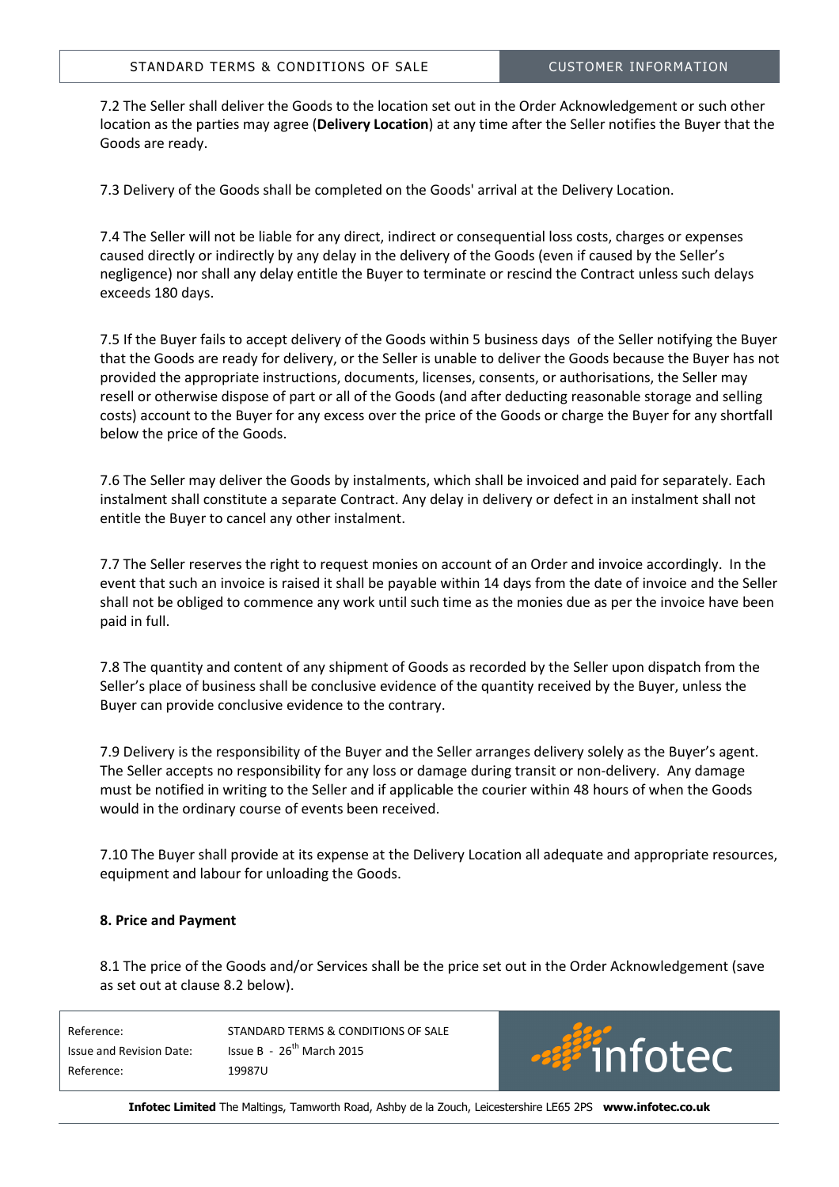7.2 The Seller shall deliver the Goods to the location set out in the Order Acknowledgement or such other location as the parties may agree (**Delivery Location**) at any time after the Seller notifies the Buyer that the Goods are ready.

7.3 Delivery of the Goods shall be completed on the Goods' arrival at the Delivery Location.

7.4 The Seller will not be liable for any direct, indirect or consequential loss costs, charges or expenses caused directly or indirectly by any delay in the delivery of the Goods (even if caused by the Seller's negligence) nor shall any delay entitle the Buyer to terminate or rescind the Contract unless such delays exceeds 180 days.

7.5 If the Buyer fails to accept delivery of the Goods within 5 business days of the Seller notifying the Buyer that the Goods are ready for delivery, or the Seller is unable to deliver the Goods because the Buyer has not provided the appropriate instructions, documents, licenses, consents, or authorisations, the Seller may resell or otherwise dispose of part or all of the Goods (and after deducting reasonable storage and selling costs) account to the Buyer for any excess over the price of the Goods or charge the Buyer for any shortfall below the price of the Goods.

7.6 The Seller may deliver the Goods by instalments, which shall be invoiced and paid for separately. Each instalment shall constitute a separate Contract. Any delay in delivery or defect in an instalment shall not entitle the Buyer to cancel any other instalment.

7.7 The Seller reserves the right to request monies on account of an Order and invoice accordingly. In the event that such an invoice is raised it shall be payable within 14 days from the date of invoice and the Seller shall not be obliged to commence any work until such time as the monies due as per the invoice have been paid in full.

7.8 The quantity and content of any shipment of Goods as recorded by the Seller upon dispatch from the Seller's place of business shall be conclusive evidence of the quantity received by the Buyer, unless the Buyer can provide conclusive evidence to the contrary.

7.9 Delivery is the responsibility of the Buyer and the Seller arranges delivery solely as the Buyer's agent. The Seller accepts no responsibility for any loss or damage during transit or non-delivery. Any damage must be notified in writing to the Seller and if applicable the courier within 48 hours of when the Goods would in the ordinary course of events been received.

7.10 The Buyer shall provide at its expense at the Delivery Location all adequate and appropriate resources, equipment and labour for unloading the Goods.

**8. Price and Payment**

8.1 The price of the Goods and/or Services shall be the price set out in the Order Acknowledgement (save as set out at clause 8.2 below).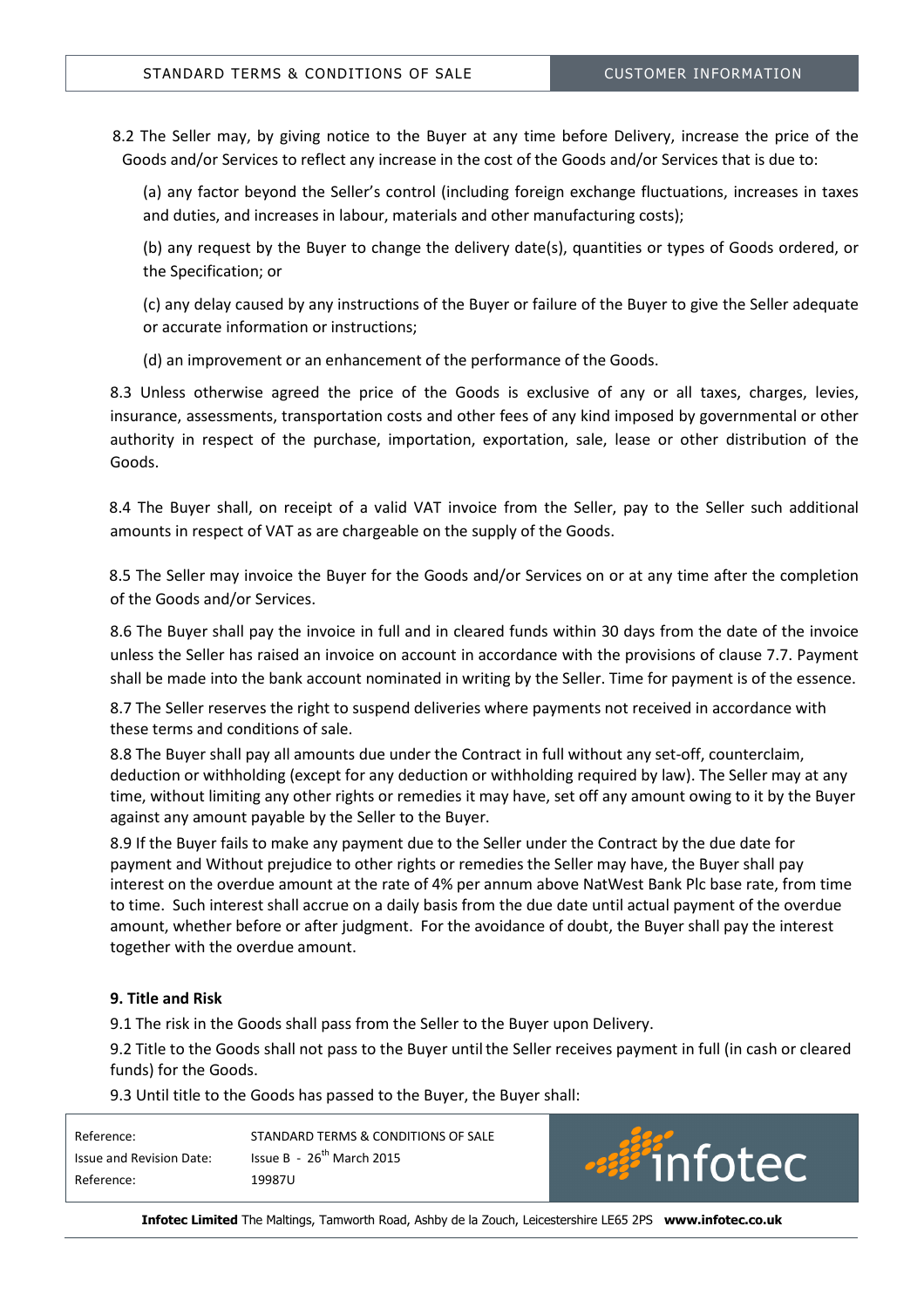8.2 The Seller may, by giving notice to the Buyer at any time before Delivery, increase the price of the Goods and/or Services to reflect any increase in the cost of the Goods and/or Services that is due to:

(a) any factor beyond the Seller's control (including foreign exchange fluctuations, increases in taxes and duties, and increases in labour, materials and other manufacturing costs);

(b) any request by the Buyer to change the delivery date(s), quantities or types of Goods ordered, or the Specification; or

(c) any delay caused by any instructions of the Buyer or failure of the Buyer to give the Seller adequate or accurate information or instructions;

(d) an improvement or an enhancement of the performance of the Goods.

8.3 Unless otherwise agreed the price of the Goods is exclusive of any or all taxes, charges, levies, insurance, assessments, transportation costs and other fees of any kind imposed by governmental or other authority in respect of the purchase, importation, exportation, sale, lease or other distribution of the Goods.

8.4 The Buyer shall, on receipt of a valid VAT invoice from the Seller, pay to the Seller such additional amounts in respect of VAT as are chargeable on the supply of the Goods.

8.5 The Seller may invoice the Buyer for the Goods and/or Services on or at any time after the completion of the Goods and/or Services.

8.6 The Buyer shall pay the invoice in full and in cleared funds within 30 days from the date of the invoice unless the Seller has raised an invoice on account in accordance with the provisions of clause 7.7. Payment shall be made into the bank account nominated in writing by the Seller. Time for payment is of the essence.

8.7 The Seller reserves the right to suspend deliveries where payments not received in accordance with these terms and conditions of sale.

8.8 The Buyer shall pay all amounts due under the Contract in full without any set-off, counterclaim, deduction or withholding (except for any deduction or withholding required by law). The Seller may at any time, without limiting any other rights or remedies it may have, set off any amount owing to it by the Buyer against any amount payable by the Seller to the Buyer.

8.9 If the Buyer fails to make any payment due to the Seller under the Contract by the due date for payment and Without prejudice to other rights or remedies the Seller may have, the Buyer shall pay interest on the overdue amount at the rate of 4% per annum above NatWest Bank Plc base rate, from time to time. Such interest shall accrue on a daily basis from the due date until actual payment of the overdue amount, whether before or after judgment. For the avoidance of doubt, the Buyer shall pay the interest together with the overdue amount.

**9. Title and Risk**

9.1 The risk in the Goods shall pass from the Seller to the Buyer upon Delivery.

9.2 Title to the Goods shall not pass to the Buyer until the Seller receives payment in full (in cash or cleared funds) for the Goods.

9.3 Until title to the Goods has passed to the Buyer, the Buyer shall: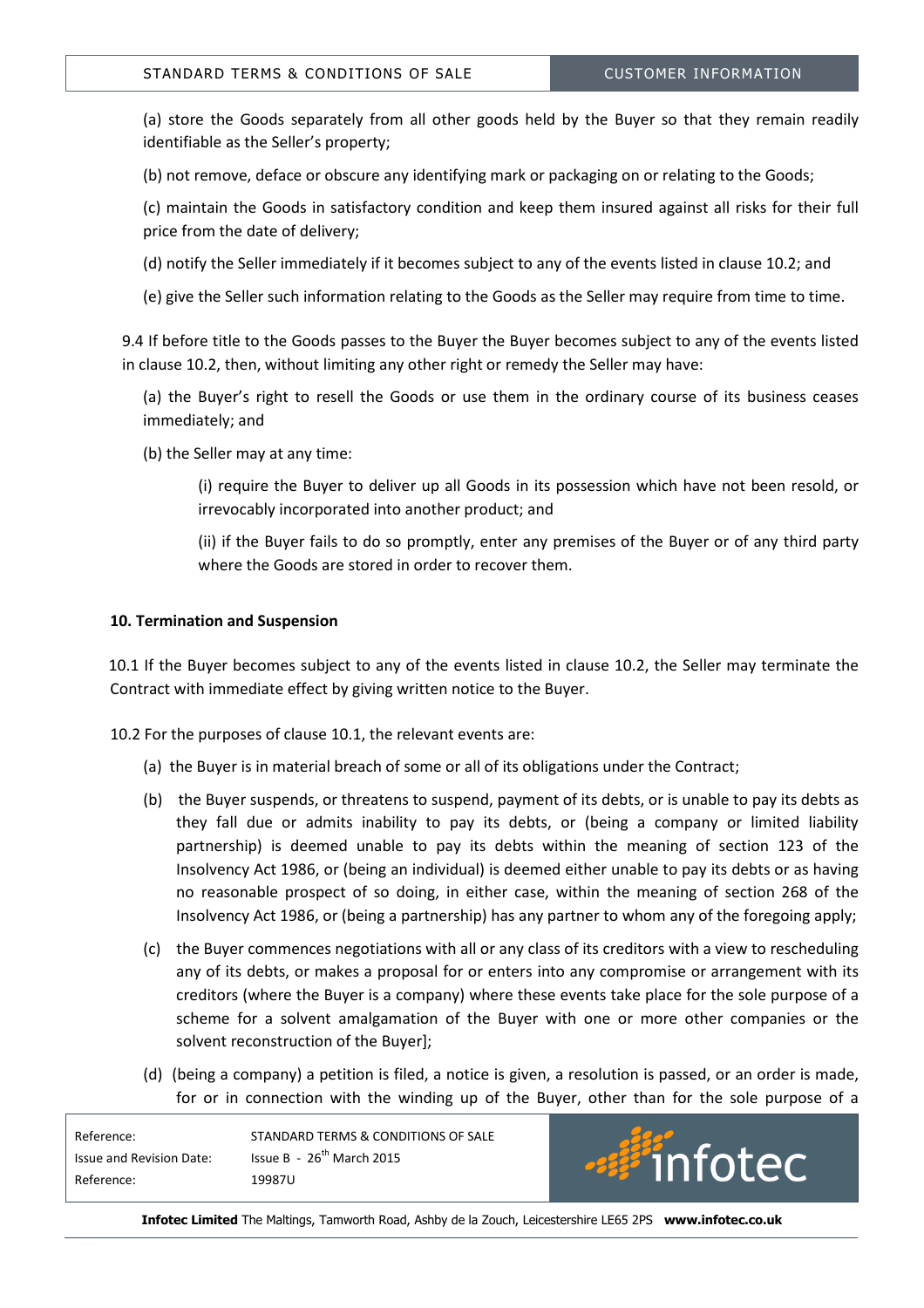(a) store the Goods separately from all other goods held by the Buyer so that they remain readily identifiable as the Seller's property;

(b) not remove, deface or obscure any identifying mark or packaging on or relating to the Goods;

(c) maintain the Goods in satisfactory condition and keep them insured against all risks for their full price from the date of delivery;

(d) notify the Seller immediately if it becomes subject to any of the events listed in clause 10.2; and

(e) give the Seller such information relating to the Goods as the Seller may require from time to time.

9.4 If before title to the Goods passes to the Buyer the Buyer becomes subject to any of the events listed in clause 10.2, then, without limiting any other right or remedy the Seller may have:

(a) the Buyer's right to resell the Goods or use them in the ordinary course of its business ceases immediately; and

(b) the Seller may at any time:

(i) require the Buyer to deliver up all Goods in its possession which have not been resold, or irrevocably incorporated into another product; and

(ii) if the Buyer fails to do so promptly, enter any premises of the Buyer or of any third party where the Goods are stored in order to recover them.

**10. Termination and Suspension**

10.1 If the Buyer becomes subject to any of the events listed in clause 10.2, the Seller may terminate the Contract with immediate effect by giving written notice to the Buyer.

10.2 For the purposes of clause 10.1, the relevant events are:

(a) the Buyer is in material breach of some or all of its obligations under the Contract;

(b) the Buyer suspends, or threatens to suspend, payment of its debts, or is unable to pay its debts as they fall due or admits inability to pay its debts, or (being a company or limited liability partnership) is deemed unable to pay its debts within the meaning of section 123 of the Insolvency Act 1986, or (being an individual) is deemed either unable to pay its debts or as having no reasonable prospect of so doing, in either case, within the meaning of section 268 of the Insolvency Act 1986, or (being a partnership) has any partner to whom any of the foregoing apply;

(c) the Buyer commences negotiations with all or any class of its creditors with a view to rescheduling any of its debts, or makes a proposal for or enters into any compromise or arrangement with its creditors (where the Buyer is a company) where these events take place for the sole purpose of a scheme for a solvent amalgamation of the Buyer with one or more other companies or the solvent reconstruction of the Buyer];

(d) (being a company) a petition is filed, a notice is given, a resolution is passed, or an order is made, for or in connection with the winding up of the Buyer, other than for the sole purpose of a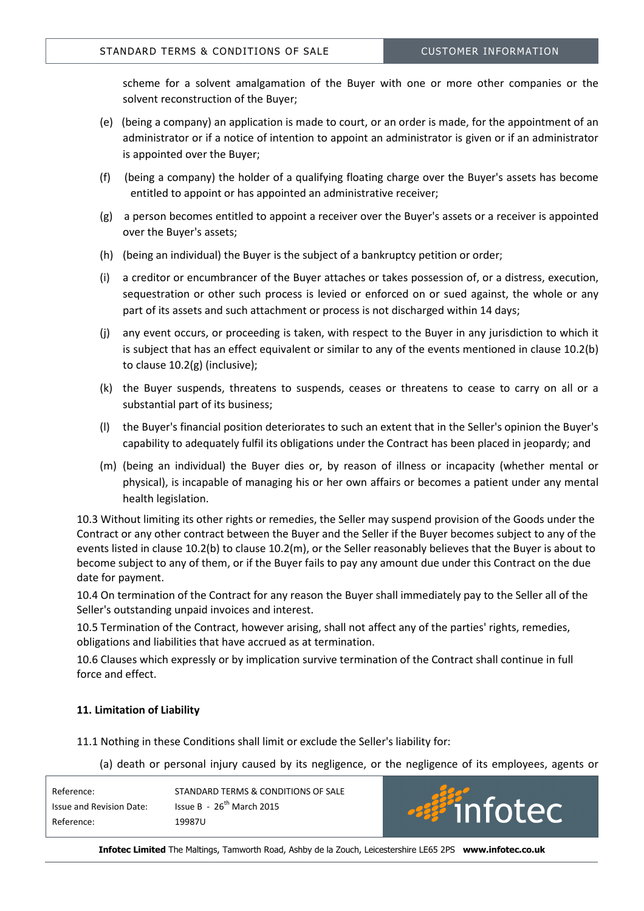scheme for a solvent amalgamation of the Buyer with one or more other companies or the solvent reconstruction of the Buyer;

(e) (being a company) an application is made to court, or an order is made, for the appointment of an administrator or if a notice of intention to appoint an administrator is given or if an administrator is appointed over the Buyer;

(f) (being a company) the holder of a qualifying floating charge over the Buyer's assets has become entitled to appoint or has appointed an administrative receiver;

(g) a person becomes entitled to appoint a receiver over the Buyer's assets or a receiver is appointed over the Buyer's assets;

(h) (being an individual) the Buyer is the subject of a bankruptcy petition or order;

(i) a creditor or encumbrancer of the Buyer attaches or takes possession of, or a distress, execution, sequestration or other such process is levied or enforced on or sued against, the whole or any part of its assets and such attachment or process is not discharged within 14 days;

(j) any event occurs, or proceeding is taken, with respect to the Buyer in any jurisdiction to which it is subject that has an effect equivalent or similar to any of the events mentioned in clause 10.2(b) to clause 10.2(g) (inclusive);

(k) the Buyer suspends, threatens to suspends, ceases or threatens to cease to carry on all or a substantial part of its business;

(l) the Buyer's financial position deteriorates to such an extent that in the Seller's opinion the Buyer's capability to adequately fulfil its obligations under the Contract has been placed in jeopardy; and

(m) (being an individual) the Buyer dies or, by reason of illness or incapacity (whether mental or physical), is incapable of managing his or her own affairs or becomes a patient under any mental health legislation.

10.3 Without limiting its other rights or remedies, the Seller may suspend provision of the Goods under the Contract or any other contract between the Buyer and the Seller if the Buyer becomes subject to any of the events listed in clause 10.2(b) to clause 10.2(m), or the Seller reasonably believes that the Buyer is about to become subject to any of them, or if the Buyer fails to pay any amount due under this Contract on the due date for payment.

10.4 On termination of the Contract for any reason the Buyer shall immediately pay to the Seller all of the Seller's outstanding unpaid invoices and interest.

10.5 Termination of the Contract, however arising, shall not affect any of the parties' rights, remedies, obligations and liabilities that have accrued as at termination.

10.6 Clauses which expressly or by implication survive termination of the Contract shall continue in full force and effect.

**11. Limitation of Liability**

11.1 Nothing in these Conditions shall limit or exclude the Seller's liability for:

(a) death or personal injury caused by its negligence, or the negligence of its employees, agents or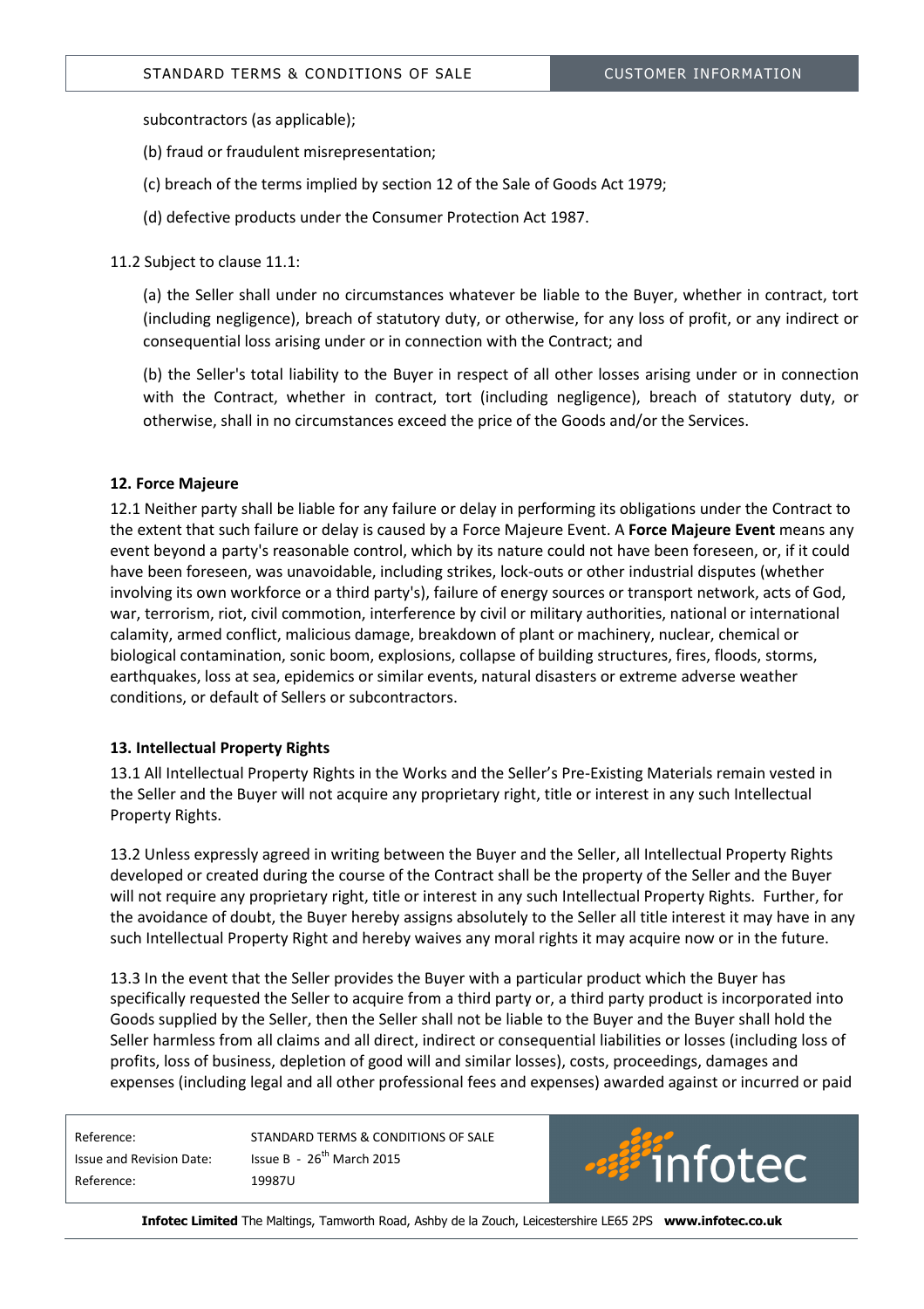subcontractors (as applicable);

(b) fraud or fraudulent misrepresentation;

(c) breach of the terms implied by section 12 of the Sale of Goods Act 1979;

(d) defective products under the Consumer Protection Act 1987.

11.2 Subject to clause 11.1:

(a) the Seller shall under no circumstances whatever be liable to the Buyer, whether in contract, tort (including negligence), breach of statutory duty, or otherwise, for any loss of profit, or any indirect or consequential loss arising under or in connection with the Contract; and

(b) the Seller's total liability to the Buyer in respect of all other losses arising under or in connection with the Contract, whether in contract, tort (including negligence), breach of statutory duty, or otherwise, shall in no circumstances exceed the price of the Goods and/or the Services.

**12. Force Majeure**

12.1 Neither party shall be liable for any failure or delay in performing its obligations under the Contract to the extent that such failure or delay is caused by a Force Majeure Event. A **Force Majeure Event** means any event beyond a party's reasonable control, which by its nature could not have been foreseen, or, if it could have been foreseen, was unavoidable, including strikes, lock-outs or other industrial disputes (whether involving its own workforce or a third party's), failure of energy sources or transport network, acts of God, war, terrorism, riot, civil commotion, interference by civil or military authorities, national or international calamity, armed conflict, malicious damage, breakdown of plant or machinery, nuclear, chemical or biological contamination, sonic boom, explosions, collapse of building structures, fires, floods, storms, earthquakes, loss at sea, epidemics or similar events, natural disasters or extreme adverse weather conditions, or default of Sellers or subcontractors.

**13. Intellectual Property Rights**

13.1 All Intellectual Property Rights in the Works and the Seller's Pre-Existing Materials remain vested in the Seller and the Buyer will not acquire any proprietary right, title or interest in any such Intellectual Property Rights.

13.2 Unless expressly agreed in writing between the Buyer and the Seller, all Intellectual Property Rights developed or created during the course of the Contract shall be the property of the Seller and the Buyer will not require any proprietary right, title or interest in any such Intellectual Property Rights. Further, for the avoidance of doubt, the Buyer hereby assigns absolutely to the Seller all title interest it may have in any such Intellectual Property Right and hereby waives any moral rights it may acquire now or in the future.

13.3 In the event that the Seller provides the Buyer with a particular product which the Buyer has specifically requested the Seller to acquire from a third party or, a third party product is incorporated into Goods supplied by the Seller, then the Seller shall not be liable to the Buyer and the Buyer shall hold the Seller harmless from all claims and all direct, indirect or consequential liabilities or losses (including loss of profits, loss of business, depletion of good will and similar losses), costs, proceedings, damages and expenses (including legal and all other professional fees and expenses) awarded against or incurred or paid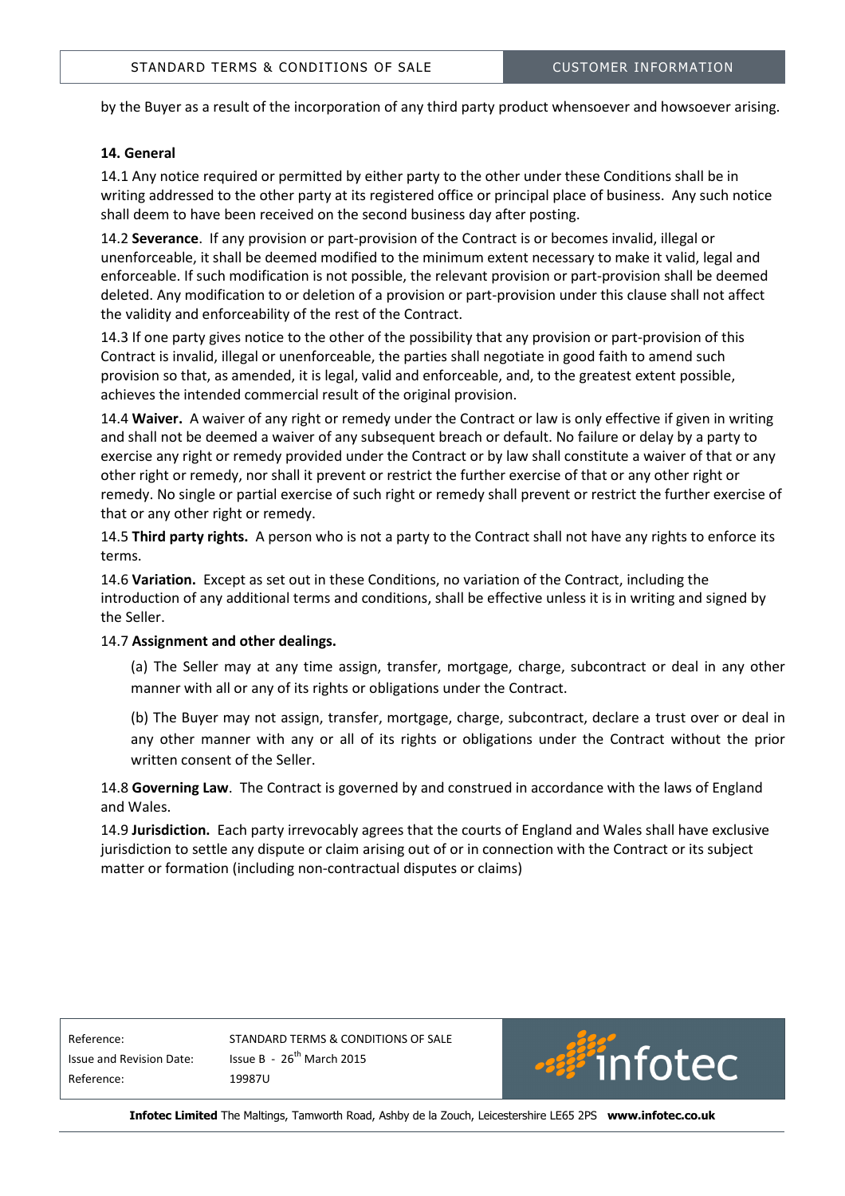by the Buyer as a result of the incorporation of any third party product whensoever and howsoever arising.

## 14. General

14.1 Any notice required or permitted by either party to the other under these Conditions shall be in writing addressed to the other party at its registered office or principal place of business. Any such notice shall deem to have been received on the second business day after posting.

14.2 **Severance**. If any provision or part-provision of the Contract is or becomes invalid, illegal or unenforceable, it shall be deemed modified to the minimum extent necessary to make it valid, legal and enforceable. If such modification is not possible, the relevant provision or part-provision shall be deemed deleted. Any modification to or deletion of a provision or part-provision under this clause shall not affect the validity and enforceability of the rest of the Contract.

14.3 If one party gives notice to the other of the possibility that any provision or part-provision of this Contract is invalid, illegal or unenforceable, the parties shall negotiate in good faith to amend such provision so that, as amended, it is legal, valid and enforceable, and, to the greatest extent possible, achieves the intended commercial result of the original provision.

14.4 **Waiver.** A waiver of any right or remedy under the Contract or law is only effective if given in writing and shall not be deemed a waiver of any subsequent breach or default. No failure or delay by a party to exercise any right or remedy provided under the Contract or by law shall constitute a waiver of that or any other right or remedy, nor shall it prevent or restrict the further exercise of that or any other right or remedy. No single or partial exercise of such right or remedy shall prevent or restrict the further exercise of that or any other right or remedy.

14.5 **Third party rights.** A person who is not a party to the Contract shall not have any rights to enforce its terms.

14.6 **Variation.** Except as set out in these Conditions, no variation of the Contract, including the introduction of any additional terms and conditions, shall be effective unless it is in writing and signed by the Seller.

14.7 **Assignment and other dealings.**

(a) The Seller may at any time assign, transfer, mortgage, charge, subcontract or deal in any other manner with all or any of its rights or obligations under the Contract.

(b) The Buyer may not assign, transfer, mortgage, charge, subcontract, declare a trust over or deal in any other manner with any or all of its rights or obligations under the Contract without the prior written consent of the Seller.

14.8 **Governing Law**. The Contract is governed by and construed in accordance with the laws of England and Wales.

14.9 **Jurisdiction.** Each party irrevocably agrees that the courts of England and Wales shall have exclusive jurisdiction to settle any dispute or claim arising out of or in connection with the Contract or its subject matter or formation (including non-contractual disputes or claims)